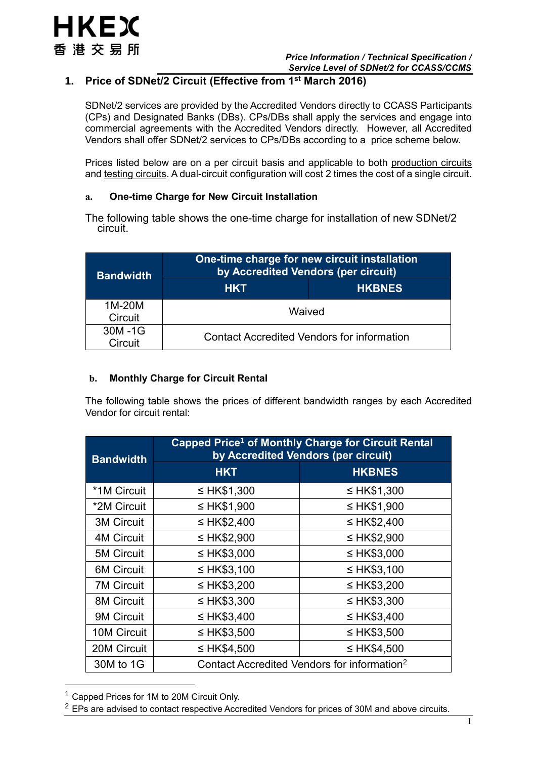## 1. Price of SDNet/2 Circuit (Effective from 1st March 2016)

SDNet/2 services are provided by the Accredited Vendors directly to CCASS Participants (CPs) and Designated Banks (DBs). CPs/DBs shall apply the services and engage into commercial agreements with the Accredited Vendors directly. However, all Accredited Vendors shall offer SDNet/2 services to CPs/DBs according to a price scheme below.

Prices listed below are on a per circuit basis and applicable to both production circuits and testing circuits. A dual-circuit configuration will cost 2 times the cost of a single circuit.

### a. One-time Charge for New Circuit Installation

The following table shows the one-time charge for installation of new SDNet/2 circuit.

| Bandwidth | One-time charge for new circuit installation by Accredited Vendors (per circuit) | |
|---|---|---|
| | HKT | HKBNES |
| 1M-20M Circuit | Waived | |
| 30M -1G Circuit | Contact Accredited Vendors for information | |

### b. Monthly Charge for Circuit Rental

The following table shows the prices of different bandwidth ranges by each Accredited Vendor for circuit rental:

| Bandwidth | Capped Price[1] of Monthly Charge for Circuit Rental by Accredited Vendors (per circuit) | |
|---|---|---|
| | HKT | HKBNES |
| *1M Circuit | ≤ HK$1,300 | ≤ HK$1,300 |
| *2M Circuit | ≤ HK$1,900 | ≤ HK$1,900 |
| 3M Circuit | ≤ HK$2,400 | ≤ HK$2,400 |
| 4M Circuit | ≤ HK$2,900 | ≤ HK$2,900 |
| 5M Circuit | ≤ HK$3,000 | ≤ HK$3,000 |
| 6M Circuit | ≤ HK$3,100 | ≤ HK$3,100 |
| 7M Circuit | ≤ HK$3,200 | ≤ HK$3,200 |
| 8M Circuit | ≤ HK$3,300 | ≤ HK$3,300 |
| 9M Circuit | ≤ HK$3,400 | ≤ HK$3,400 |
| 10M Circuit | ≤ HK$3,500 | ≤ HK$3,500 |
| 20M Circuit | ≤ HK$4,500 | ≤ HK$4,500 |
| 30M to 1G | Contact Accredited Vendors for information[2] | |

[1] Capped Prices for 1M to 20M Circuit Only.

[2] EPs are advised to contact respective Accredited Vendors for prices of 30M and above circuits.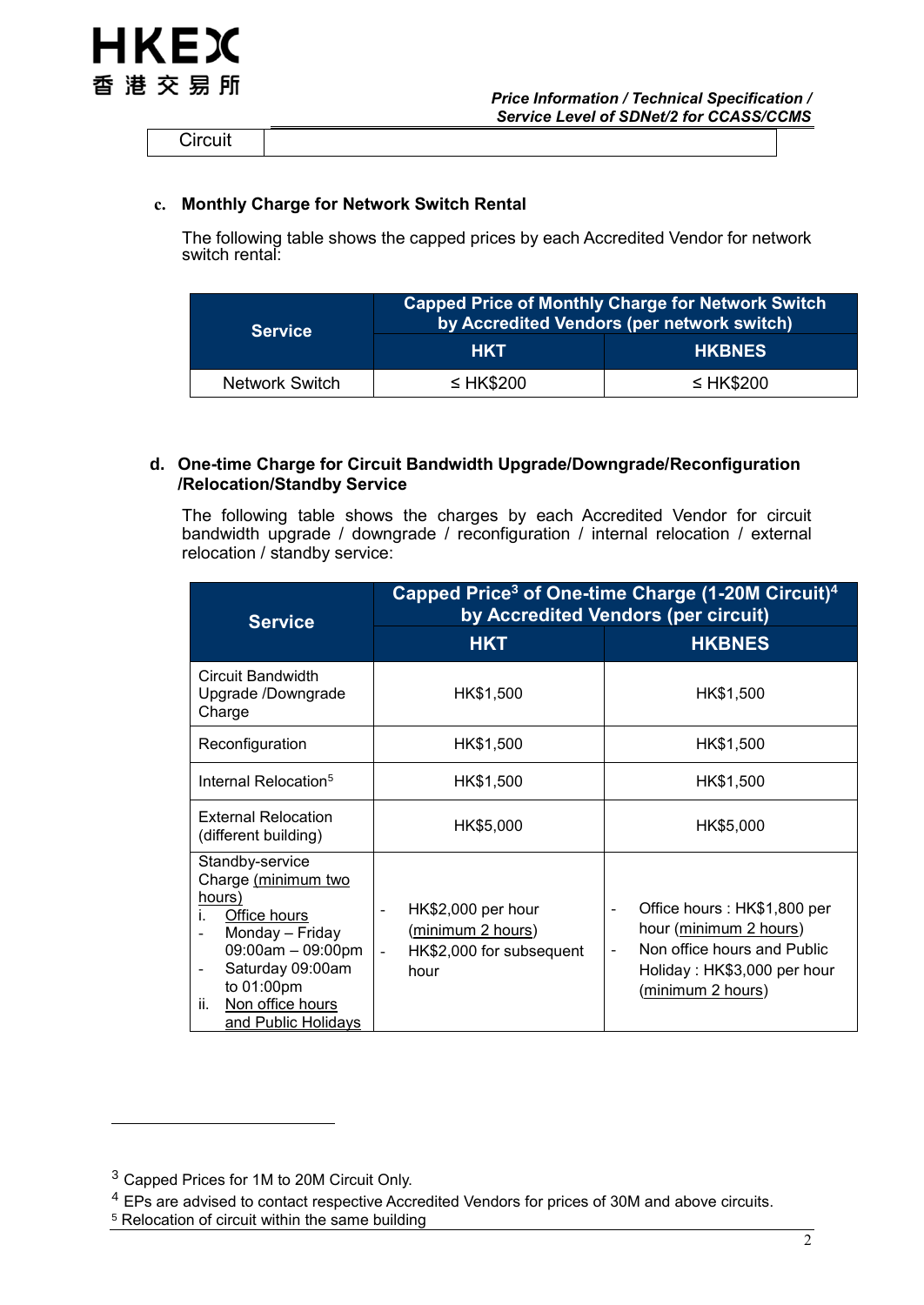| Circuit | |
|---|---|

## c. Monthly Charge for Network Switch Rental

The following table shows the capped prices by each Accredited Vendor for network switch rental:

| Service | Capped Price of Monthly Charge for Network Switch by Accredited Vendors (per network switch) | |
|---|---|---|
| | HKT | HKBNES |
| Network Switch | ≤ HK$200 | ≤ HK$200 |

## d. One-time Charge for Circuit Bandwidth Upgrade/Downgrade/Reconfiguration /Relocation/Standby Service

The following table shows the charges by each Accredited Vendor for circuit bandwidth upgrade / downgrade / reconfiguration / internal relocation / external relocation / standby service:

| Service | Capped Price[3] of One-time Charge (1-20M Circuit)[4] by Accredited Vendors (per circuit) | |
|---|---|---|
| | HKT | HKBNES |
| Circuit Bandwidth Upgrade /Downgrade Charge | HK$1,500 | HK$1,500 |
| Reconfiguration | HK$1,500 | HK$1,500 |
| Internal Relocation[5] | HK$1,500 | HK$1,500 |
| External Relocation (different building) | HK$5,000 | HK$5,000 |
| Standby-service Charge (minimum two hours)<br>i. Office hours<br>- Monday – Friday 09:00am – 09:00pm<br>- Saturday 09:00am to 01:00pm<br>ii. Non office hours and Public Holidays | - HK$2,000 per hour (minimum 2 hours)<br>- HK$2,000 for subsequent hour | - Office hours : HK$1,800 per hour (minimum 2 hours)<br>- Non office hours and Public Holiday : HK$3,000 per hour (minimum 2 hours) |

[3] Capped Prices for 1M to 20M Circuit Only.

[4] EPs are advised to contact respective Accredited Vendors for prices of 30M and above circuits.

[5] Relocation of circuit within the same building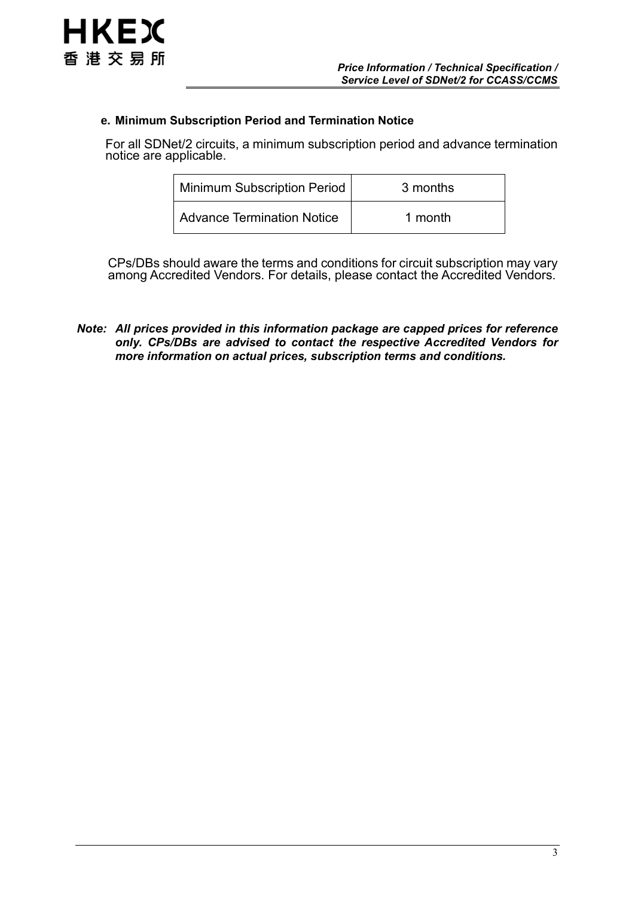#### e. Minimum Subscription Period and Termination Notice

For all SDNet/2 circuits, a minimum subscription period and advance termination notice are applicable.

| Minimum Subscription Period | 3 months |
|---|---|
| Advance Termination Notice | 1 month |

CPs/DBs should aware the terms and conditions for circuit subscription may vary among Accredited Vendors. For details, please contact the Accredited Vendors.

***Note: All prices provided in this information package are capped prices for reference only. CPs/DBs are advised to contact the respective Accredited Vendors for more information on actual prices, subscription terms and conditions.***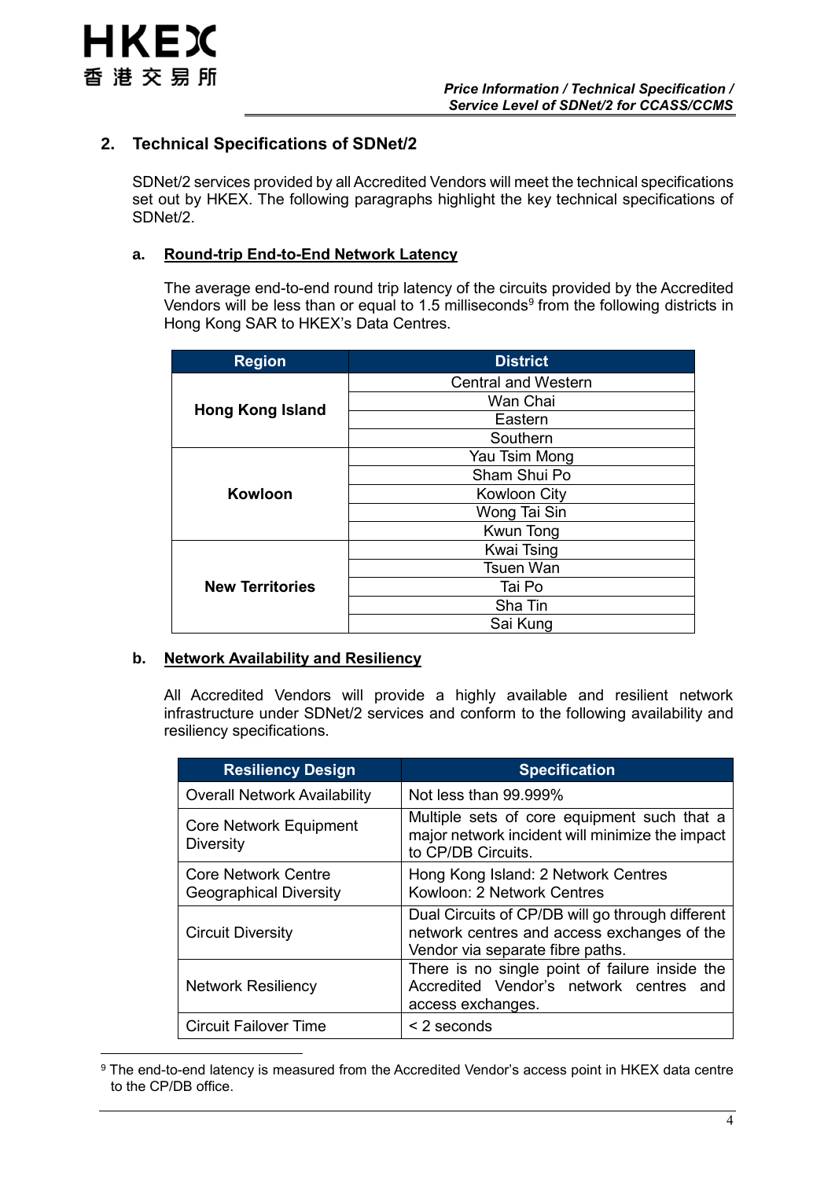## 2. Technical Specifications of SDNet/2

SDNet/2 services provided by all Accredited Vendors will meet the technical specifications set out by HKEX. The following paragraphs highlight the key technical specifications of SDNet/2.

### a. Round-trip End-to-End Network Latency

The average end-to-end round trip latency of the circuits provided by the Accredited Vendors will be less than or equal to 1.5 milliseconds[9] from the following districts in Hong Kong SAR to HKEX's Data Centres.

| Region | District |
|---|---|
| **Hong Kong Island** | Central and Western |
| | Wan Chai |
| | Eastern |
| | Southern |
| **Kowloon** | Yau Tsim Mong |
| | Sham Shui Po |
| | Kowloon City |
| | Wong Tai Sin |
| | Kwun Tong |
| **New Territories** | Kwai Tsing |
| | Tsuen Wan |
| | Tai Po |
| | Sha Tin |
| | Sai Kung |

### b. Network Availability and Resiliency

All Accredited Vendors will provide a highly available and resilient network infrastructure under SDNet/2 services and conform to the following availability and resiliency specifications.

| Resiliency Design | Specification |
|---|---|
| Overall Network Availability | Not less than 99.999% |
| Core Network Equipment Diversity | Multiple sets of core equipment such that a major network incident will minimize the impact to CP/DB Circuits. |
| Core Network Centre Geographical Diversity | Hong Kong Island: 2 Network Centres<br>Kowloon: 2 Network Centres |
| Circuit Diversity | Dual Circuits of CP/DB will go through different network centres and access exchanges of the Vendor via separate fibre paths. |
| Network Resiliency | There is no single point of failure inside the Accredited Vendor's network centres and access exchanges. |
| Circuit Failover Time | < 2 seconds |

[9] The end-to-end latency is measured from the Accredited Vendor's access point in HKEX data centre to the CP/DB office.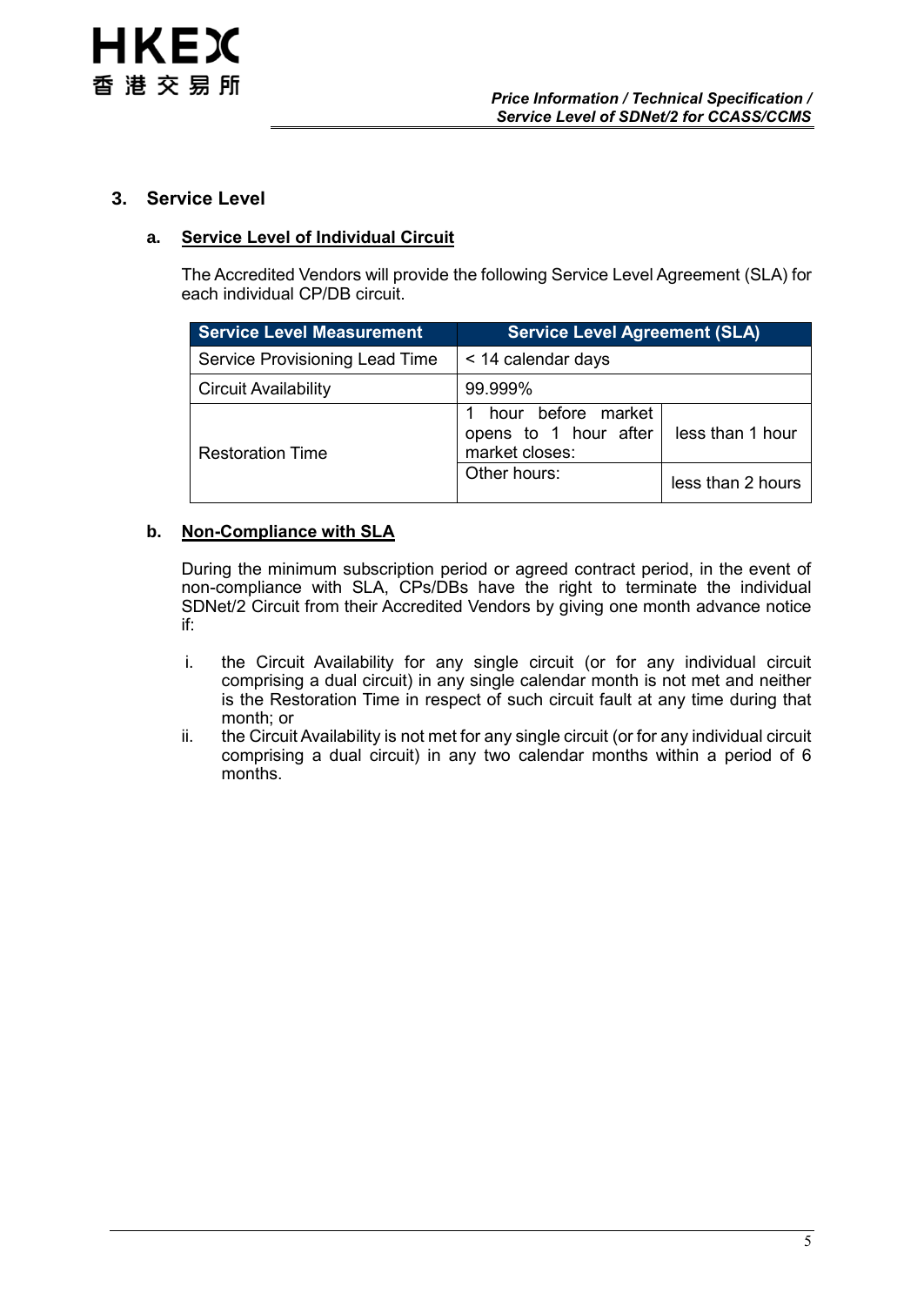## 3. Service Level

### a. Service Level of Individual Circuit

The Accredited Vendors will provide the following Service Level Agreement (SLA) for each individual CP/DB circuit.

| Service Level Measurement | Service Level Agreement (SLA) | |
|---|---|---|
| Service Provisioning Lead Time | < 14 calendar days | |
| Circuit Availability | 99.999% | |
| Restoration Time | 1 hour before market opens to 1 hour after market closes: | less than 1 hour |
| | Other hours: | less than 2 hours |

### b. Non-Compliance with SLA

During the minimum subscription period or agreed contract period, in the event of non-compliance with SLA, CPs/DBs have the right to terminate the individual SDNet/2 Circuit from their Accredited Vendors by giving one month advance notice if:

i. the Circuit Availability for any single circuit (or for any individual circuit comprising a dual circuit) in any single calendar month is not met and neither is the Restoration Time in respect of such circuit fault at any time during that month; or

ii. the Circuit Availability is not met for any single circuit (or for any individual circuit comprising a dual circuit) in any two calendar months within a period of 6 months.